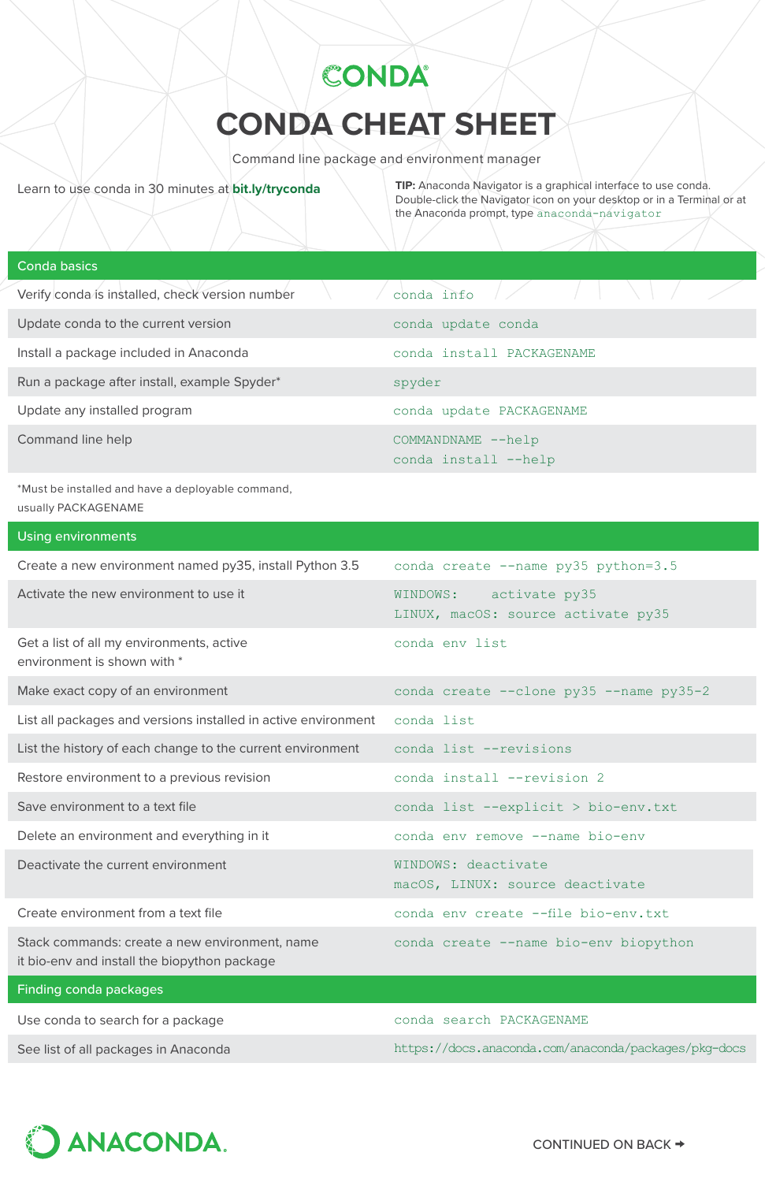# CONDA

# CONDA CHEAT SHEET

Command line package and environment manager

Learn to use conda in 30 minutes at **bit.ly/tryconda**

**TIP:** Anaconda Navigator is a graphical interface to use conda. Double-click the Navigator icon on your desktop or in a Terminal or at the Anaconda prompt, type `anaconda-navigator`

## Conda basics

| | |
|---|---|
| Verify conda is installed, check version number | `conda info` |
| Update conda to the current version | `conda update conda` |
| Install a package included in Anaconda | `conda install PACKAGENAME` |
| Run a package after install, example Spyder* | `spyder` |
| Update any installed program | `conda update PACKAGENAME` |
| Command line help | `COMMANDNAME --help`<br>`conda install --help` |

*Must be installed and have a deployable command, usually PACKAGENAME

## Using environments

| | |
|---|---|
| Create a new environment named py35, install Python 3.5 | `conda create --name py35 python=3.5` |
| Activate the new environment to use it | `WINDOWS: activate py35`<br>`LINUX, macOS: source activate py35` |
| Get a list of all my environments, active environment is shown with * | `conda env list` |
| Make exact copy of an environment | `conda create --clone py35 --name py35-2` |
| List all packages and versions installed in active environment | `conda list` |
| List the history of each change to the current environment | `conda list --revisions` |
| Restore environment to a previous revision | `conda install --revision 2` |
| Save environment to a text file | `conda list --explicit > bio-env.txt` |
| Delete an environment and everything in it | `conda env remove --name bio-env` |
| Deactivate the current environment | `WINDOWS: deactivate`<br>`macOS, LINUX: source deactivate` |
| Create environment from a text file | `conda env create --file bio-env.txt` |
| Stack commands: create a new environment, name it bio-env and install the biopython package | `conda create --name bio-env biopython` |

## Finding conda packages

| | |
|---|---|
| Use conda to search for a package | `conda search PACKAGENAME` |
| See list of all packages in Anaconda | https://docs.anaconda.com/anaconda/packages/pkg-docs |

ANACONDA.

CONTINUED ON BACK →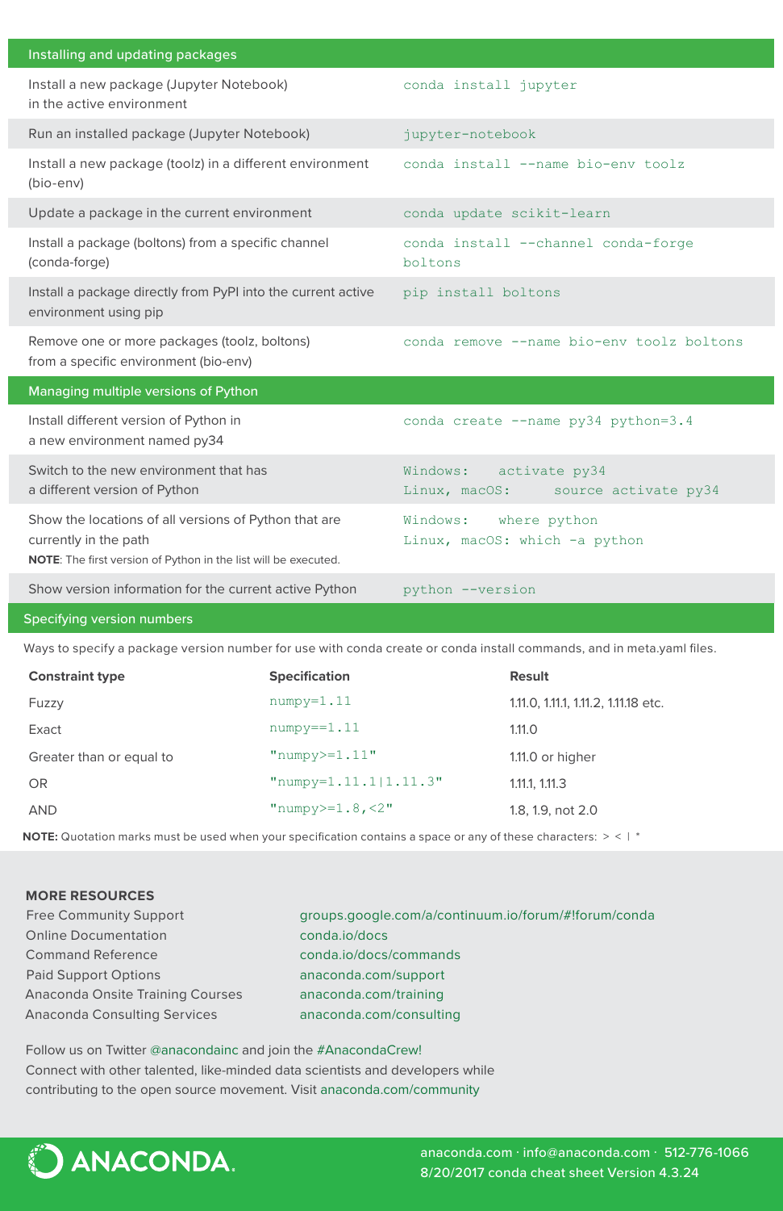## Installing and updating packages

| | |
|---|---|
| Install a new package (Jupyter Notebook) in the active environment | `conda install jupyter` |
| Run an installed package (Jupyter Notebook) | `jupyter-notebook` |
| Install a new package (toolz) in a different environment (bio-env) | `conda install --name bio-env toolz` |
| Update a package in the current environment | `conda update scikit-learn` |
| Install a package (boltons) from a specific channel (conda-forge) | `conda install --channel conda-forge boltons` |
| Install a package directly from PyPI into the current active environment using pip | `pip install boltons` |
| Remove one or more packages (toolz, boltons) from a specific environment (bio-env) | `conda remove --name bio-env toolz boltons` |

## Managing multiple versions of Python

| | |
|---|---|
| Install different version of Python in a new environment named py34 | `conda create --name py34 python=3.4` |
| Switch to the new environment that has a different version of Python | Windows: `activate py34`<br>Linux, macOS: `source activate py34` |
| Show the locations of all versions of Python that are currently in the path<br>**NOTE**: The first version of Python in the list will be executed. | Windows: `where python`<br>Linux, macOS: `which -a python` |
| Show version information for the current active Python | `python --version` |

## Specifying version numbers

Ways to specify a package version number for use with conda create or conda install commands, and in meta.yaml files.

| Constraint type | Specification | Result |
|---|---|---|
| Fuzzy | `numpy=1.11` | 1.11.0, 1.11.1, 1.11.2, 1.11.18 etc. |
| Exact | `numpy==1.11` | 1.11.0 |
| Greater than or equal to | `"numpy>=1.11"` | 1.11.0 or higher |
| OR | `"numpy=1.11.1\|1.11.3"` | 1.11.1, 1.11.3 |
| AND | `"numpy>=1.8,<2"` | 1.8, 1.9, not 2.0 |

**NOTE:** Quotation marks must be used when your specification contains a space or any of these characters: > < | *

### MORE RESOURCES

| | |
|---|---|
| Free Community Support | groups.google.com/a/continuum.io/forum/#!forum/conda |
| Online Documentation | conda.io/docs |
| Command Reference | conda.io/docs/commands |
| Paid Support Options | anaconda.com/support |
| Anaconda Onsite Training Courses | anaconda.com/training |
| Anaconda Consulting Services | anaconda.com/consulting |

Follow us on Twitter @anacondainc and join the #AnacondaCrew!
Connect with other talented, like-minded data scientists and developers while contributing to the open source movement. Visit anaconda.com/community

ANACONDA.

anaconda.com · info@anaconda.com · 512-776-1066
8/20/2017 conda cheat sheet Version 4.3.24